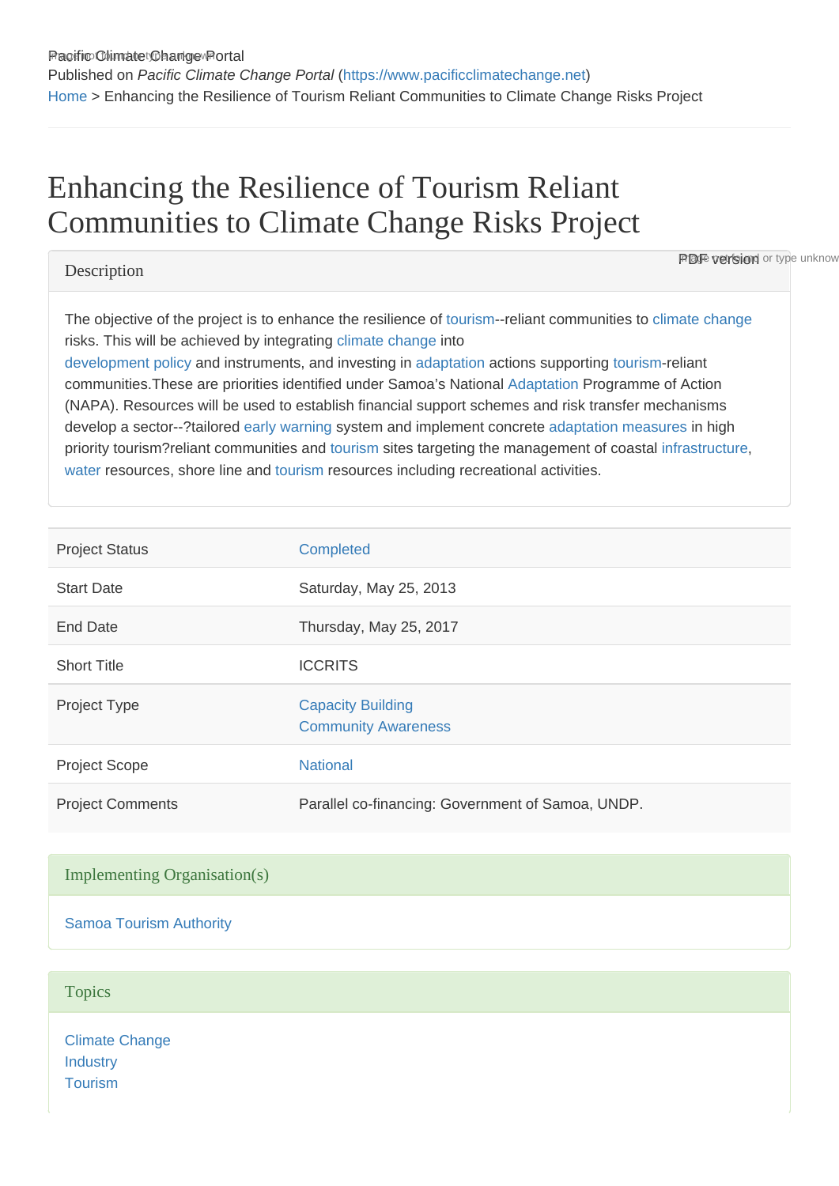Published on *Pacific Climate Change Portal* (https://www.pacificclimatechange.net)

Home > Enhancing the Resilience of Tourism Reliant Communities to Climate Change Risks Project

# Enhancing the Resilience of Tourism Reliant Communities to Climate Change Risks Project

## Description

The objective of the project is to enhance the resilience of tourism--reliant communities to climate change risks. This will be achieved by integrating climate change into development policy and instruments, and investing in adaptation actions supporting tourism-reliant communities.These are priorities identified under Samoa's National Adaptation Programme of Action (NAPA). Resources will be used to establish financial support schemes and risk transfer mechanisms develop a sector--?tailored early warning system and implement concrete adaptation measures in high priority tourism?reliant communities and tourism sites targeting the management of coastal infrastructure, water resources, shore line and tourism resources including recreational activities.

| | |
|---|---|
| Project Status | Completed |
| Start Date | Saturday, May 25, 2013 |
| End Date | Thursday, May 25, 2017 |
| Short Title | ICCRITS |
| Project Type | Capacity Building<br>Community Awareness |
| Project Scope | National |
| Project Comments | Parallel co-financing: Government of Samoa, UNDP. |

## Implementing Organisation(s)

Samoa Tourism Authority

## Topics

Climate Change
Industry
Tourism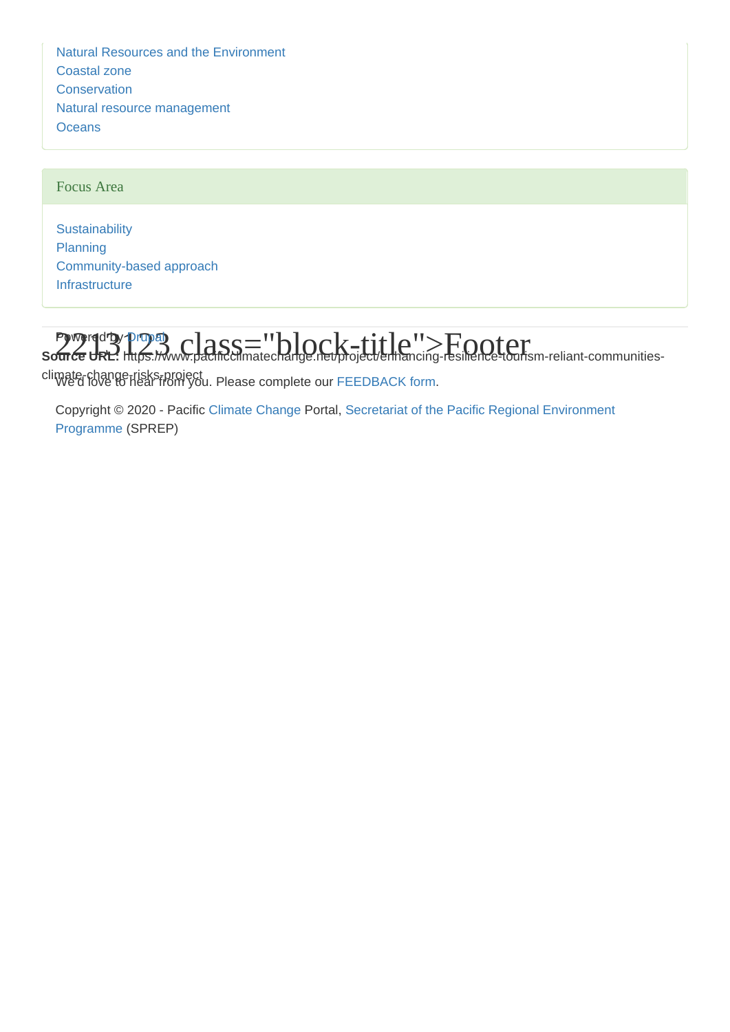Natural Resources and the Environment
Coastal zone
Conservation
Natural resource management
Oceans

Focus Area

Sustainability
Planning
Community-based approach
Infrastructure

2213123 class="block-title">Footer

Powered by Drupal

**Source URL:** https://www.pacificclimatechange.net/project/enhancing-resilience-tourism-reliant-communities-climate-change-risks-project

We'd love to hear from you. Please complete our FEEDBACK form.

Copyright © 2020 - Pacific Climate Change Portal, Secretariat of the Pacific Regional Environment Programme (SPREP)